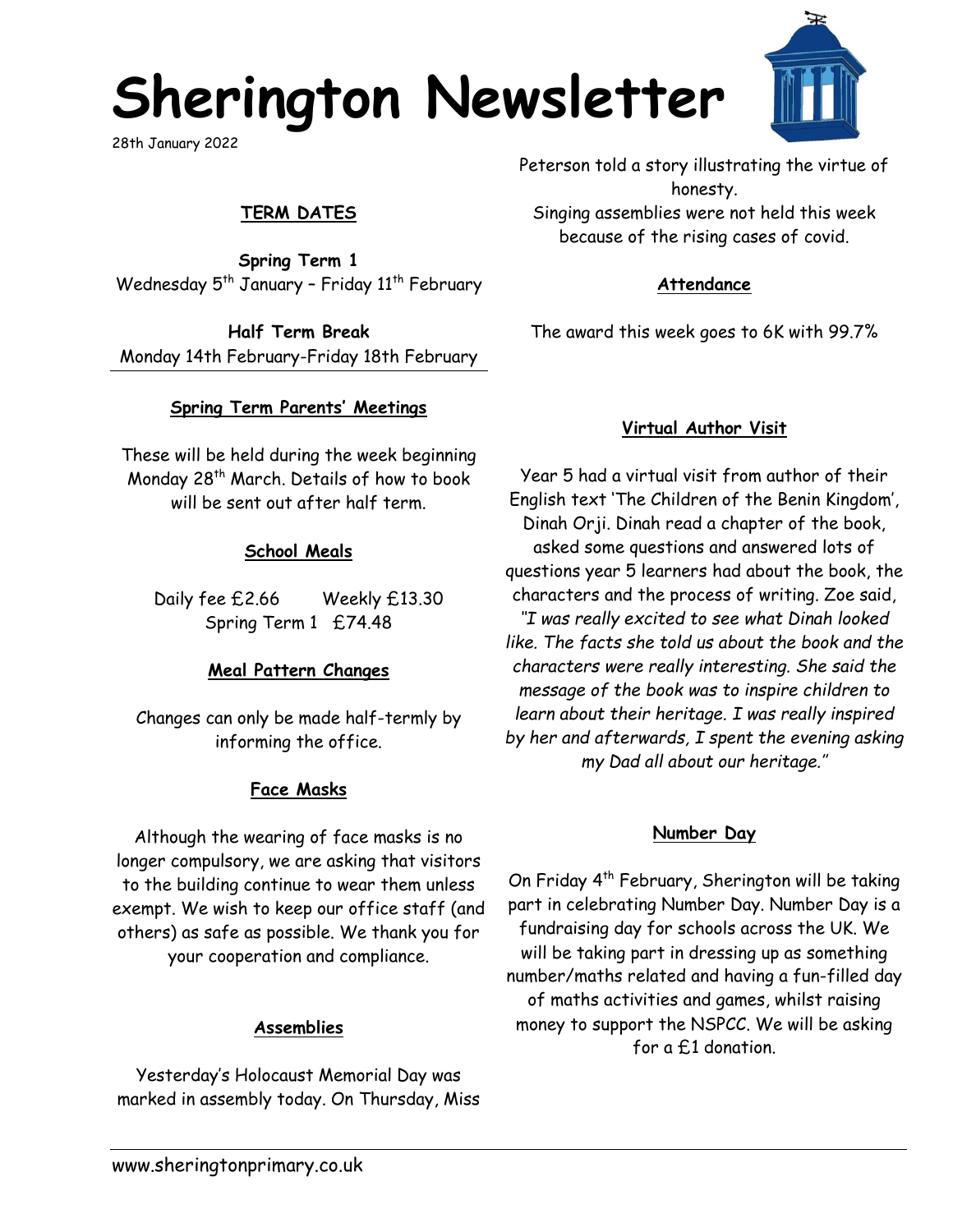# Sherington Newsletter

28th January 2022

## TERM DATES

**Spring Term 1**
Wednesday 5th January – Friday 11th February

**Half Term Break**
Monday 14th February-Friday 18th February

## Spring Term Parents' Meetings

These will be held during the week beginning Monday 28th March. Details of how to book will be sent out after half term.

## School Meals

Daily fee £2.66 Weekly £13.30
Spring Term 1 £74.48

## Meal Pattern Changes

Changes can only be made half-termly by informing the office.

## Face Masks

Although the wearing of face masks is no longer compulsory, we are asking that visitors to the building continue to wear them unless exempt. We wish to keep our office staff (and others) as safe as possible. We thank you for your cooperation and compliance.

## Assemblies

Yesterday's Holocaust Memorial Day was marked in assembly today. On Thursday, Miss Peterson told a story illustrating the virtue of honesty.
Singing assemblies were not held this week because of the rising cases of covid.

## Attendance

The award this week goes to 6K with 99.7%

## Virtual Author Visit

Year 5 had a virtual visit from author of their English text 'The Children of the Benin Kingdom', Dinah Orji. Dinah read a chapter of the book, asked some questions and answered lots of questions year 5 learners had about the book, the characters and the process of writing. Zoe said, *"I was really excited to see what Dinah looked like. The facts she told us about the book and the characters were really interesting. She said the message of the book was to inspire children to learn about their heritage. I was really inspired by her and afterwards, I spent the evening asking my Dad all about our heritage."*

## Number Day

On Friday 4th February, Sherington will be taking part in celebrating Number Day. Number Day is a fundraising day for schools across the UK. We will be taking part in dressing up as something number/maths related and having a fun-filled day of maths activities and games, whilst raising money to support the NSPCC. We will be asking for a £1 donation.

www.sheringtonprimary.co.uk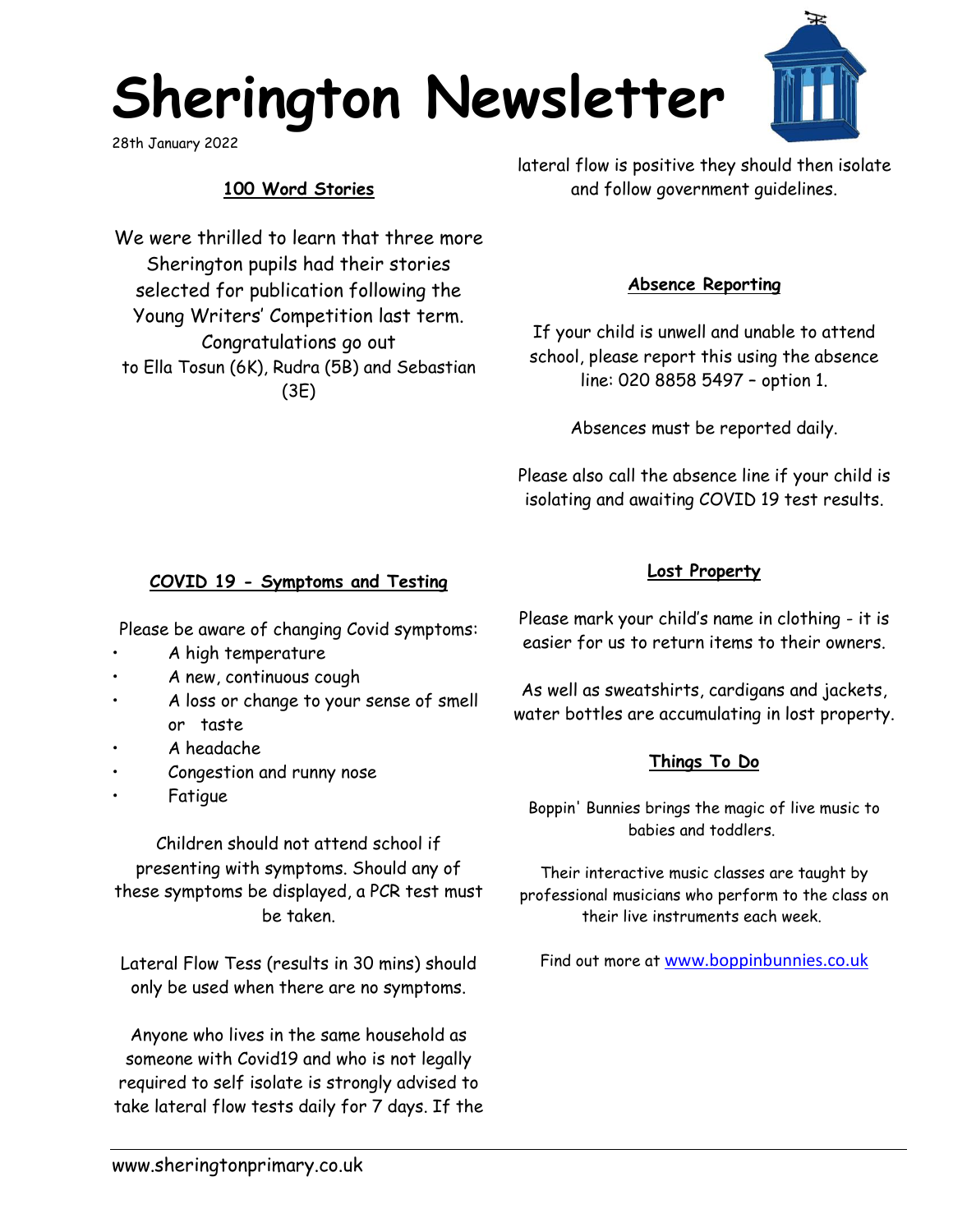# Sherington Newsletter

28th January 2022

### 100 Word Stories

We were thrilled to learn that three more Sherington pupils had their stories selected for publication following the Young Writers' Competition last term. Congratulations go out to Ella Tosun (6K), Rudra (5B) and Sebastian (3E)

### COVID 19 - Symptoms and Testing

Please be aware of changing Covid symptoms:

- A high temperature
- A new, continuous cough
- A loss or change to your sense of smell or taste
- A headache
- Congestion and runny nose
- Fatigue

Children should not attend school if presenting with symptoms. Should any of these symptoms be displayed, a PCR test must be taken.

Lateral Flow Tess (results in 30 mins) should only be used when there are no symptoms.

Anyone who lives in the same household as someone with Covid19 and who is not legally required to self isolate is strongly advised to take lateral flow tests daily for 7 days. If the lateral flow is positive they should then isolate and follow government guidelines.

### Absence Reporting

If your child is unwell and unable to attend school, please report this using the absence line: 020 8858 5497 – option 1.

Absences must be reported daily.

Please also call the absence line if your child is isolating and awaiting COVID 19 test results.

### Lost Property

Please mark your child's name in clothing - it is easier for us to return items to their owners.

As well as sweatshirts, cardigans and jackets, water bottles are accumulating in lost property.

### Things To Do

Boppin' Bunnies brings the magic of live music to babies and toddlers.

Their interactive music classes are taught by professional musicians who perform to the class on their live instruments each week.

Find out more at www.boppinbunnies.co.uk